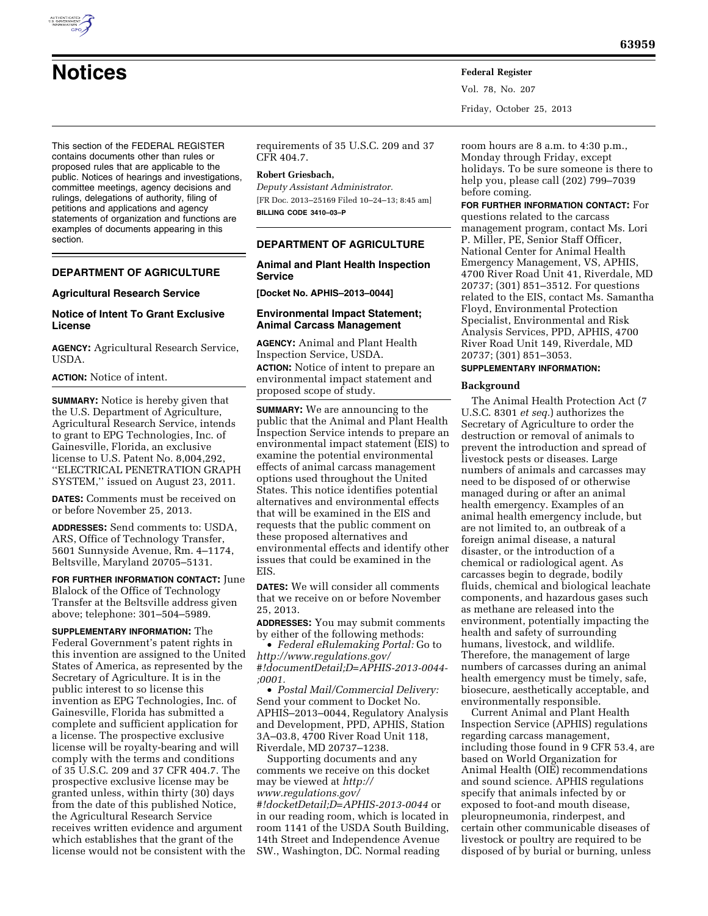# Notices

This section of the FEDERAL REGISTER contains documents other than rules or proposed rules that are applicable to the public. Notices of hearings and investigations, committee meetings, agency decisions and rulings, delegations of authority, filing of petitions and applications and agency statements of organization and functions are examples of documents appearing in this section.

## DEPARTMENT OF AGRICULTURE

### Agricultural Research Service

### Notice of Intent To Grant Exclusive License

**AGENCY:** Agricultural Research Service, USDA.

**ACTION:** Notice of intent.

**SUMMARY:** Notice is hereby given that the U.S. Department of Agriculture, Agricultural Research Service, intends to grant to EPG Technologies, Inc. of Gainesville, Florida, an exclusive license to U.S. Patent No. 8,004,292, ''ELECTRICAL PENETRATION GRAPH SYSTEM,'' issued on August 23, 2011.

**DATES:** Comments must be received on or before November 25, 2013.

**ADDRESSES:** Send comments to: USDA, ARS, Office of Technology Transfer, 5601 Sunnyside Avenue, Rm. 4–1174, Beltsville, Maryland 20705–5131.

**FOR FURTHER INFORMATION CONTACT:** June Blalock of the Office of Technology Transfer at the Beltsville address given above; telephone: 301–504–5989.

**SUPPLEMENTARY INFORMATION:** The Federal Government's patent rights in this invention are assigned to the United States of America, as represented by the Secretary of Agriculture. It is in the public interest to so license this invention as EPG Technologies, Inc. of Gainesville, Florida has submitted a complete and sufficient application for a license. The prospective exclusive license will be royalty-bearing and will comply with the terms and conditions of 35 U.S.C. 209 and 37 CFR 404.7. The prospective exclusive license may be granted unless, within thirty (30) days from the date of this published Notice, the Agricultural Research Service receives written evidence and argument which establishes that the grant of the license would not be consistent with the requirements of 35 U.S.C. 209 and 37 CFR 404.7.

**Robert Griesbach,**

*Deputy Assistant Administrator.*

[FR Doc. 2013–25169 Filed 10–24–13; 8:45 am]

**BILLING CODE 3410–03–P**

## DEPARTMENT OF AGRICULTURE

### Animal and Plant Health Inspection Service

**[Docket No. APHIS–2013–0044]**

### Environmental Impact Statement; Animal Carcass Management

**AGENCY:** Animal and Plant Health Inspection Service, USDA.

**ACTION:** Notice of intent to prepare an environmental impact statement and proposed scope of study.

**SUMMARY:** We are announcing to the public that the Animal and Plant Health Inspection Service intends to prepare an environmental impact statement (EIS) to examine the potential environmental effects of animal carcass management options used throughout the United States. This notice identifies potential alternatives and environmental effects that will be examined in the EIS and requests that the public comment on these proposed alternatives and environmental effects and identify other issues that could be examined in the EIS.

**DATES:** We will consider all comments that we receive on or before November 25, 2013.

**ADDRESSES:** You may submit comments by either of the following methods:

- *Federal eRulemaking Portal:* Go to *http://www.regulations.gov/#!documentDetail;D=APHIS-2013-0044-;0001.*
- *Postal Mail/Commercial Delivery:* Send your comment to Docket No. APHIS–2013–0044, Regulatory Analysis and Development, PPD, APHIS, Station 3A–03.8, 4700 River Road Unit 118, Riverdale, MD 20737–1238.

Supporting documents and any comments we receive on this docket may be viewed at *http://www.regulations.gov/#!docketDetail;D=APHIS-2013-0044* or in our reading room, which is located in room 1141 of the USDA South Building, 14th Street and Independence Avenue SW., Washington, DC. Normal reading room hours are 8 a.m. to 4:30 p.m., Monday through Friday, except holidays. To be sure someone is there to help you, please call (202) 799–7039 before coming.

**FOR FURTHER INFORMATION CONTACT:** For questions related to the carcass management program, contact Ms. Lori P. Miller, PE, Senior Staff Officer, National Center for Animal Health Emergency Management, VS, APHIS, 4700 River Road Unit 41, Riverdale, MD 20737; (301) 851–3512. For questions related to the EIS, contact Ms. Samantha Floyd, Environmental Protection Specialist, Environmental and Risk Analysis Services, PPD, APHIS, 4700 River Road Unit 149, Riverdale, MD 20737; (301) 851–3053.

**SUPPLEMENTARY INFORMATION:**

#### Background

The Animal Health Protection Act (7 U.S.C. 8301 *et seq.*) authorizes the Secretary of Agriculture to order the destruction or removal of animals to prevent the introduction and spread of livestock pests or diseases. Large numbers of animals and carcasses may need to be disposed of or otherwise managed during or after an animal health emergency. Examples of an animal health emergency include, but are not limited to, an outbreak of a foreign animal disease, a natural disaster, or the introduction of a chemical or radiological agent. As carcasses begin to degrade, bodily fluids, chemical and biological leachate components, and hazardous gases such as methane are released into the environment, potentially impacting the health and safety of surrounding humans, livestock, and wildlife. Therefore, the management of large numbers of carcasses during an animal health emergency must be timely, safe, biosecure, aesthetically acceptable, and environmentally responsible.

Current Animal and Plant Health Inspection Service (APHIS) regulations regarding carcass management, including those found in 9 CFR 53.4, are based on World Organization for Animal Health (OIE) recommendations and sound science. APHIS regulations specify that animals infected by or exposed to foot-and mouth disease, pleuropneumonia, rinderpest, and certain other communicable diseases of livestock or poultry are required to be disposed of by burial or burning, unless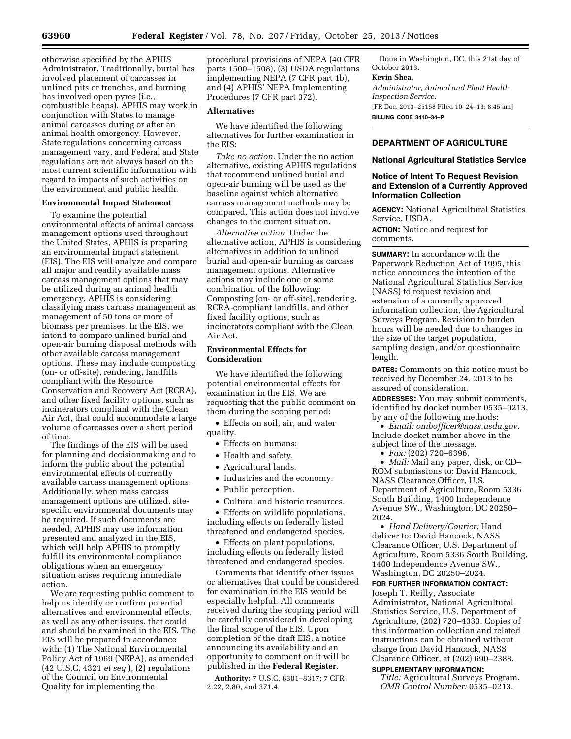otherwise specified by the APHIS Administrator. Traditionally, burial has involved placement of carcasses in unlined pits or trenches, and burning has involved open pyres (i.e., combustible heaps). APHIS may work in conjunction with States to manage animal carcasses during or after an animal health emergency. However, State regulations concerning carcass management vary, and Federal and State regulations are not always based on the most current scientific information with regard to impacts of such activities on the environment and public health.

### Environmental Impact Statement

To examine the potential environmental effects of animal carcass management options used throughout the United States, APHIS is preparing an environmental impact statement (EIS). The EIS will analyze and compare all major and readily available mass carcass management options that may be utilized during an animal health emergency. APHIS is considering classifying mass carcass management as management of 50 tons or more of biomass per premises. In the EIS, we intend to compare unlined burial and open-air burning disposal methods with other available carcass management options. These may include composting (on- or off-site), rendering, landfills compliant with the Resource Conservation and Recovery Act (RCRA), and other fixed facility options, such as incinerators compliant with the Clean Air Act, that could accommodate a large volume of carcasses over a short period of time.

The findings of the EIS will be used for planning and decisionmaking and to inform the public about the potential environmental effects of currently available carcass management options. Additionally, when mass carcass management options are utilized, site-specific environmental documents may be required. If such documents are needed, APHIS may use information presented and analyzed in the EIS, which will help APHIS to promptly fulfill its environmental compliance obligations when an emergency situation arises requiring immediate action.

We are requesting public comment to help us identify or confirm potential alternatives and environmental effects, as well as any other issues, that could and should be examined in the EIS. The EIS will be prepared in accordance with: (1) The National Environmental Policy Act of 1969 (NEPA), as amended (42 U.S.C. 4321 *et seq.*), (2) regulations of the Council on Environmental Quality for implementing the procedural provisions of NEPA (40 CFR parts 1500–1508), (3) USDA regulations implementing NEPA (7 CFR part 1b), and (4) APHIS' NEPA Implementing Procedures (7 CFR part 372).

### Alternatives

We have identified the following alternatives for further examination in the EIS:

*Take no action.* Under the no action alternative, existing APHIS regulations that recommend unlined burial and open-air burning will be used as the baseline against which alternative carcass management methods may be compared. This action does not involve changes to the current situation.

*Alternative action.* Under the alternative action, APHIS is considering alternatives in addition to unlined burial and open-air burning as carcass management options. Alternative actions may include one or some combination of the following: Composting (on- or off-site), rendering, RCRA-compliant landfills, and other fixed facility options, such as incinerators compliant with the Clean Air Act.

### Environmental Effects for Consideration

We have identified the following potential environmental effects for examination in the EIS. We are requesting that the public comment on them during the scoping period:

- Effects on soil, air, and water quality.
- Effects on humans:
- Health and safety.
- Agricultural lands.
- Industries and the economy.
- Public perception.
- Cultural and historic resources.
- Effects on wildlife populations, including effects on federally listed threatened and endangered species.
- Effects on plant populations, including effects on federally listed threatened and endangered species.

Comments that identify other issues or alternatives that could be considered for examination in the EIS would be especially helpful. All comments received during the scoping period will be carefully considered in developing the final scope of the EIS. Upon completion of the draft EIS, a notice announcing its availability and an opportunity to comment on it will be published in the **Federal Register**.

**Authority:** 7 U.S.C. 8301–8317; 7 CFR 2.22, 2.80, and 371.4.

Done in Washington, DC, this 21st day of October 2013.

**Kevin Shea,**

*Administrator, Animal and Plant Health Inspection Service.*

[FR Doc. 2013–25158 Filed 10–24–13; 8:45 am]

**BILLING CODE 3410–34–P**

## DEPARTMENT OF AGRICULTURE

### National Agricultural Statistics Service

### Notice of Intent To Request Revision and Extension of a Currently Approved Information Collection

**AGENCY:** National Agricultural Statistics Service, USDA.

**ACTION:** Notice and request for comments.

**SUMMARY:** In accordance with the Paperwork Reduction Act of 1995, this notice announces the intention of the National Agricultural Statistics Service (NASS) to request revision and extension of a currently approved information collection, the Agricultural Surveys Program. Revision to burden hours will be needed due to changes in the size of the target population, sampling design, and/or questionnaire length.

**DATES:** Comments on this notice must be received by December 24, 2013 to be assured of consideration.

**ADDRESSES:** You may submit comments, identified by docket number 0535–0213, by any of the following methods:

- *Email: ombofficer@nass.usda.gov.* Include docket number above in the subject line of the message.
- *Fax:* (202) 720–6396.
- *Mail:* Mail any paper, disk, or CD–ROM submissions to: David Hancock, NASS Clearance Officer, U.S. Department of Agriculture, Room 5336 South Building, 1400 Independence Avenue SW., Washington, DC 20250–2024.
- *Hand Delivery/Courier:* Hand deliver to: David Hancock, NASS Clearance Officer, U.S. Department of Agriculture, Room 5336 South Building, 1400 Independence Avenue SW., Washington, DC 20250–2024.

**FOR FURTHER INFORMATION CONTACT:** Joseph T. Reilly, Associate Administrator, National Agricultural Statistics Service, U.S. Department of Agriculture, (202) 720–4333. Copies of this information collection and related instructions can be obtained without charge from David Hancock, NASS Clearance Officer, at (202) 690–2388.

**SUPPLEMENTARY INFORMATION:**

*Title:* Agricultural Surveys Program.

*OMB Control Number:* 0535–0213.